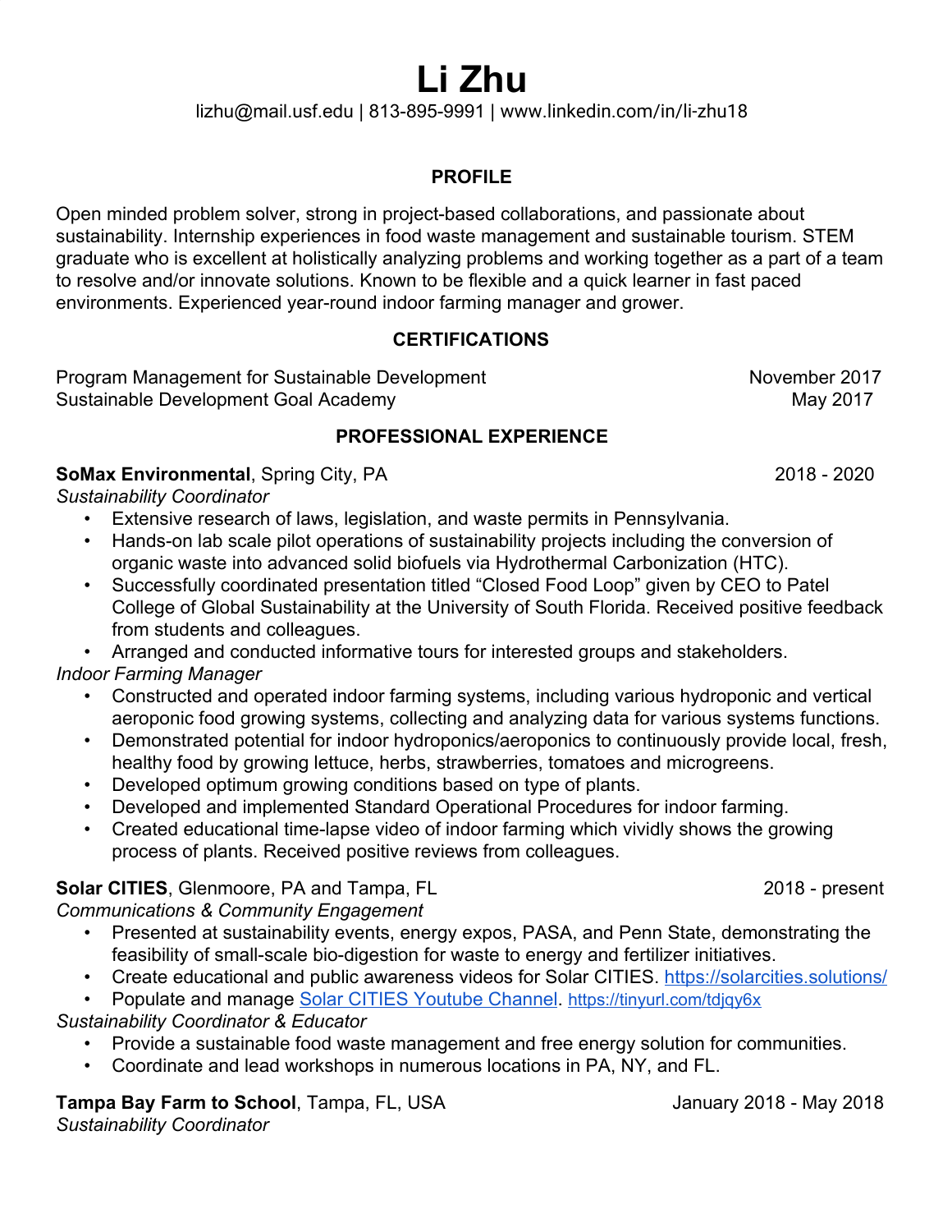# Li Zhu

lizhu@mail.usf.edu | 813-895-9991 | www.linkedin.com/in/li-zhu18

## PROFILE

Open minded problem solver, strong in project-based collaborations, and passionate about sustainability. Internship experiences in food waste management and sustainable tourism. STEM graduate who is excellent at holistically analyzing problems and working together as a part of a team to resolve and/or innovate solutions. Known to be flexible and a quick learner in fast paced environments. Experienced year-round indoor farming manager and grower.

## CERTIFICATIONS

Program Management for Sustainable Development — November 2017
Sustainable Development Goal Academy — May 2017

## PROFESSIONAL EXPERIENCE

**SoMax Environmental**, Spring City, PA — 2018 - 2020

*Sustainability Coordinator*

- Extensive research of laws, legislation, and waste permits in Pennsylvania.
- Hands-on lab scale pilot operations of sustainability projects including the conversion of organic waste into advanced solid biofuels via Hydrothermal Carbonization (HTC).
- Successfully coordinated presentation titled "Closed Food Loop" given by CEO to Patel College of Global Sustainability at the University of South Florida. Received positive feedback from students and colleagues.
- Arranged and conducted informative tours for interested groups and stakeholders.

*Indoor Farming Manager*

- Constructed and operated indoor farming systems, including various hydroponic and vertical aeroponic food growing systems, collecting and analyzing data for various systems functions.
- Demonstrated potential for indoor hydroponics/aeroponics to continuously provide local, fresh, healthy food by growing lettuce, herbs, strawberries, tomatoes and microgreens.
- Developed optimum growing conditions based on type of plants.
- Developed and implemented Standard Operational Procedures for indoor farming.
- Created educational time-lapse video of indoor farming which vividly shows the growing process of plants. Received positive reviews from colleagues.

**Solar CITIES**, Glenmoore, PA and Tampa, FL — 2018 - present

*Communications & Community Engagement*

- Presented at sustainability events, energy expos, PASA, and Penn State, demonstrating the feasibility of small-scale bio-digestion for waste to energy and fertilizer initiatives.
- Create educational and public awareness videos for Solar CITIES. https://solarcities.solutions/
- Populate and manage Solar CITIES Youtube Channel. https://tinyurl.com/tdjqy6x

*Sustainability Coordinator & Educator*

- Provide a sustainable food waste management and free energy solution for communities.
- Coordinate and lead workshops in numerous locations in PA, NY, and FL.

**Tampa Bay Farm to School**, Tampa, FL, USA — January 2018 - May 2018

*Sustainability Coordinator*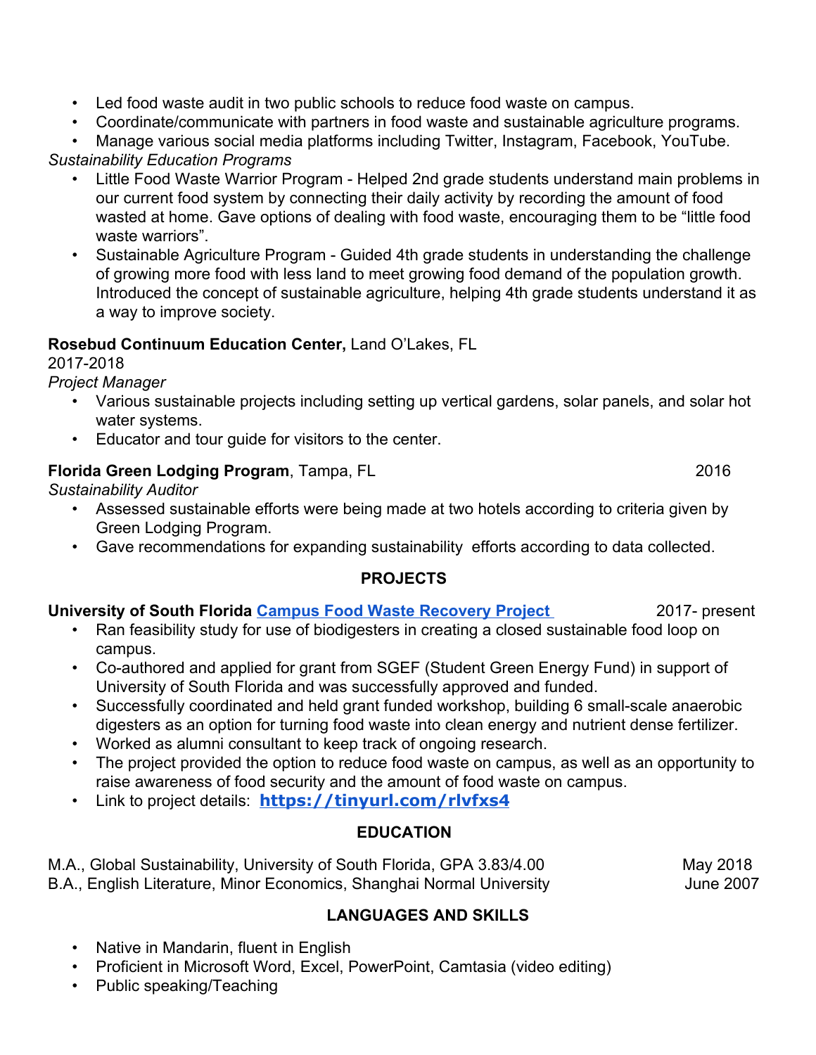- Led food waste audit in two public schools to reduce food waste on campus.
- Coordinate/communicate with partners in food waste and sustainable agriculture programs.
- Manage various social media platforms including Twitter, Instagram, Facebook, YouTube.

*Sustainability Education Programs*

- Little Food Waste Warrior Program - Helped 2nd grade students understand main problems in our current food system by connecting their daily activity by recording the amount of food wasted at home. Gave options of dealing with food waste, encouraging them to be "little food waste warriors".
- Sustainable Agriculture Program - Guided 4th grade students in understanding the challenge of growing more food with less land to meet growing food demand of the population growth. Introduced the concept of sustainable agriculture, helping 4th grade students understand it as a way to improve society.

**Rosebud Continuum Education Center,** Land O'Lakes, FL
2017-2018
*Project Manager*

- Various sustainable projects including setting up vertical gardens, solar panels, and solar hot water systems.
- Educator and tour guide for visitors to the center.

**Florida Green Lodging Program**, Tampa, FL — 2016
*Sustainability Auditor*

- Assessed sustainable efforts were being made at two hotels according to criteria given by Green Lodging Program.
- Gave recommendations for expanding sustainability efforts according to data collected.

## PROJECTS

**University of South Florida** **Campus Food Waste Recovery Project** — 2017- present

- Ran feasibility study for use of biodigesters in creating a closed sustainable food loop on campus.
- Co-authored and applied for grant from SGEF (Student Green Energy Fund) in support of University of South Florida and was successfully approved and funded.
- Successfully coordinated and held grant funded workshop, building 6 small-scale anaerobic digesters as an option for turning food waste into clean energy and nutrient dense fertilizer.
- Worked as alumni consultant to keep track of ongoing research.
- The project provided the option to reduce food waste on campus, as well as an opportunity to raise awareness of food security and the amount of food waste on campus.
- Link to project details: **https://tinyurl.com/rlvfxs4**

## EDUCATION

M.A., Global Sustainability, University of South Florida, GPA 3.83/4.00 — May 2018
B.A., English Literature, Minor Economics, Shanghai Normal University — June 2007

## LANGUAGES AND SKILLS

- Native in Mandarin, fluent in English
- Proficient in Microsoft Word, Excel, PowerPoint, Camtasia (video editing)
- Public speaking/Teaching